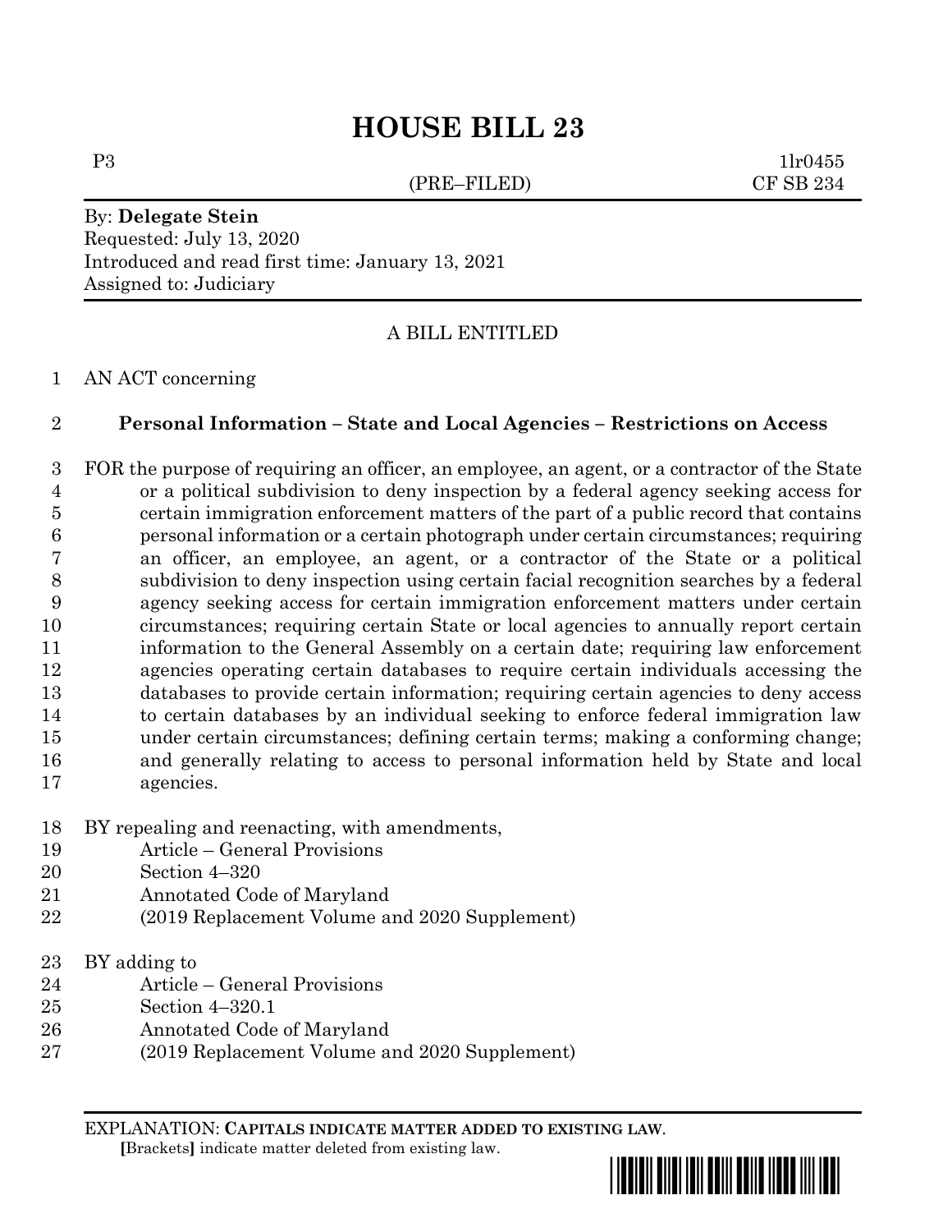# HOUSE BILL 23

P3 &nbsp;&nbsp;&nbsp;&nbsp;&nbsp;&nbsp;&nbsp;&nbsp;&nbsp;&nbsp;&nbsp;&nbsp;&nbsp;&nbsp;&nbsp;&nbsp;&nbsp;&nbsp;&nbsp;&nbsp;&nbsp;&nbsp;&nbsp;&nbsp;&nbsp;&nbsp;&nbsp;&nbsp;&nbsp;&nbsp;&nbsp;&nbsp;&nbsp;&nbsp;&nbsp;&nbsp;&nbsp;&nbsp;&nbsp;&nbsp; 1lr0455
(PRE–FILED) &nbsp;&nbsp;&nbsp;&nbsp;&nbsp;&nbsp;&nbsp;&nbsp;&nbsp;&nbsp;&nbsp;&nbsp;&nbsp;&nbsp;&nbsp;&nbsp;&nbsp;&nbsp;&nbsp;&nbsp;&nbsp;&nbsp;&nbsp;&nbsp;&nbsp;&nbsp;&nbsp;&nbsp;&nbsp;&nbsp; CF SB 234

By: **Delegate Stein**
Requested: July 13, 2020
Introduced and read first time: January 13, 2021
Assigned to: Judiciary

A BILL ENTITLED

1 AN ACT concerning

2 **Personal Information – State and Local Agencies – Restrictions on Access**

3 FOR the purpose of requiring an officer, an employee, an agent, or a contractor of the State
4 or a political subdivision to deny inspection by a federal agency seeking access for
5 certain immigration enforcement matters of the part of a public record that contains
6 personal information or a certain photograph under certain circumstances; requiring
7 an officer, an employee, an agent, or a contractor of the State or a political
8 subdivision to deny inspection using certain facial recognition searches by a federal
9 agency seeking access for certain immigration enforcement matters under certain
10 circumstances; requiring certain State or local agencies to annually report certain
11 information to the General Assembly on a certain date; requiring law enforcement
12 agencies operating certain databases to require certain individuals accessing the
13 databases to provide certain information; requiring certain agencies to deny access
14 to certain databases by an individual seeking to enforce federal immigration law
15 under certain circumstances; defining certain terms; making a conforming change;
16 and generally relating to access to personal information held by State and local
17 agencies.

18 BY repealing and reenacting, with amendments,
19 Article – General Provisions
20 Section 4–320
21 Annotated Code of Maryland
22 (2019 Replacement Volume and 2020 Supplement)

23 BY adding to
24 Article – General Provisions
25 Section 4–320.1
26 Annotated Code of Maryland
27 (2019 Replacement Volume and 2020 Supplement)

EXPLANATION: **CAPITALS INDICATE MATTER ADDED TO EXISTING LAW.**
**[**Brackets**]** indicate matter deleted from existing law.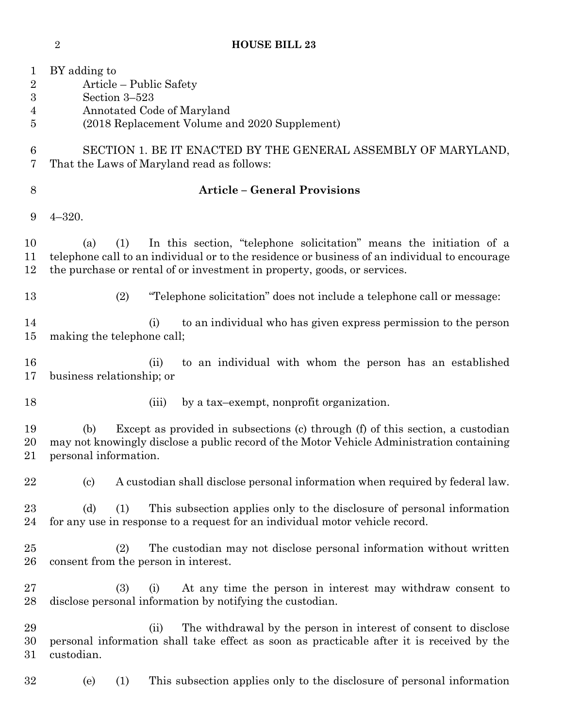BY adding to
Article – Public Safety
Section 3–523
Annotated Code of Maryland
(2018 Replacement Volume and 2020 Supplement)

SECTION 1. BE IT ENACTED BY THE GENERAL ASSEMBLY OF MARYLAND, That the Laws of Maryland read as follows:

**Article – General Provisions**

4–320.

(a) (1) In this section, "telephone solicitation" means the initiation of a telephone call to an individual or to the residence or business of an individual to encourage the purchase or rental of or investment in property, goods, or services.

(2) "Telephone solicitation" does not include a telephone call or message:

(i) to an individual who has given express permission to the person making the telephone call;

(ii) to an individual with whom the person has an established business relationship; or

(iii) by a tax–exempt, nonprofit organization.

(b) Except as provided in subsections (c) through (f) of this section, a custodian may not knowingly disclose a public record of the Motor Vehicle Administration containing personal information.

(c) A custodian shall disclose personal information when required by federal law.

(d) (1) This subsection applies only to the disclosure of personal information for any use in response to a request for an individual motor vehicle record.

(2) The custodian may not disclose personal information without written consent from the person in interest.

(3) (i) At any time the person in interest may withdraw consent to disclose personal information by notifying the custodian.

(ii) The withdrawal by the person in interest of consent to disclose personal information shall take effect as soon as practicable after it is received by the custodian.

(e) (1) This subsection applies only to the disclosure of personal information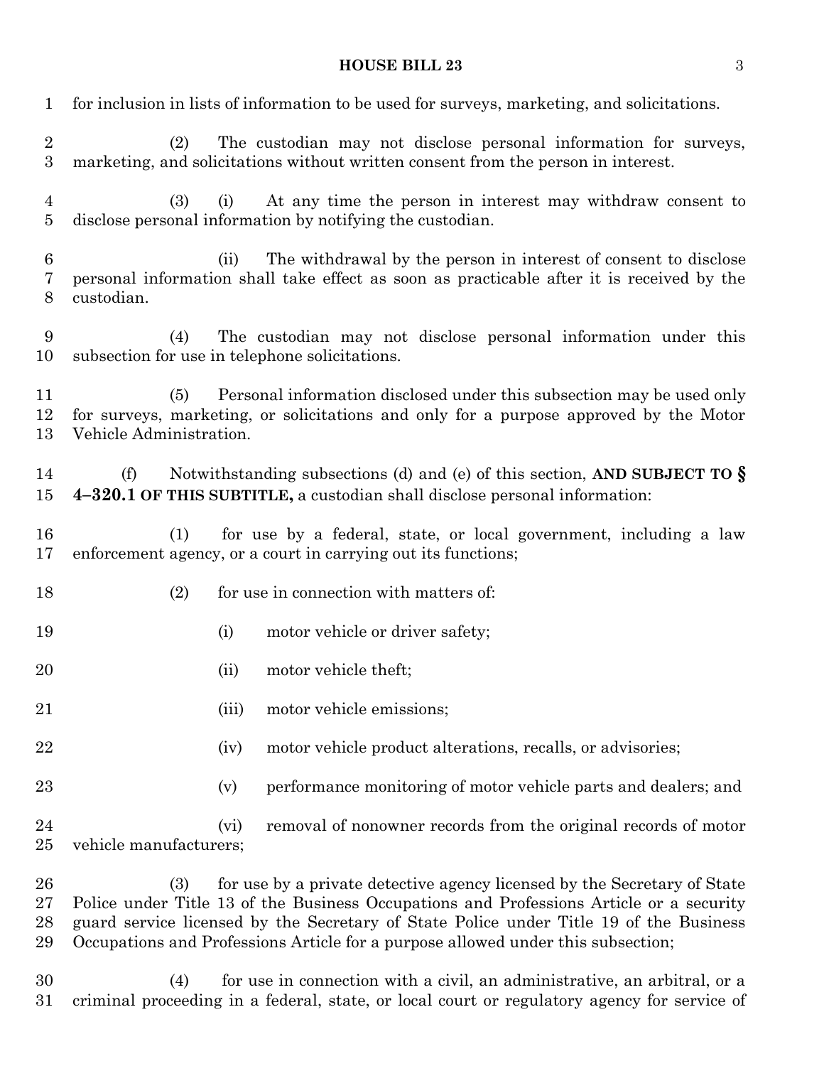for inclusion in lists of information to be used for surveys, marketing, and solicitations.

(2) The custodian may not disclose personal information for surveys, marketing, and solicitations without written consent from the person in interest.

(3) (i) At any time the person in interest may withdraw consent to disclose personal information by notifying the custodian.

(ii) The withdrawal by the person in interest of consent to disclose personal information shall take effect as soon as practicable after it is received by the custodian.

(4) The custodian may not disclose personal information under this subsection for use in telephone solicitations.

(5) Personal information disclosed under this subsection may be used only for surveys, marketing, or solicitations and only for a purpose approved by the Motor Vehicle Administration.

(f) Notwithstanding subsections (d) and (e) of this section, **AND SUBJECT TO § 4–320.1 OF THIS SUBTITLE,** a custodian shall disclose personal information:

(1) for use by a federal, state, or local government, including a law enforcement agency, or a court in carrying out its functions;

(2) for use in connection with matters of:

(i) motor vehicle or driver safety;

(ii) motor vehicle theft;

(iii) motor vehicle emissions;

(iv) motor vehicle product alterations, recalls, or advisories;

(v) performance monitoring of motor vehicle parts and dealers; and

(vi) removal of nonowner records from the original records of motor vehicle manufacturers;

(3) for use by a private detective agency licensed by the Secretary of State Police under Title 13 of the Business Occupations and Professions Article or a security guard service licensed by the Secretary of State Police under Title 19 of the Business Occupations and Professions Article for a purpose allowed under this subsection;

(4) for use in connection with a civil, an administrative, an arbitral, or a criminal proceeding in a federal, state, or local court or regulatory agency for service of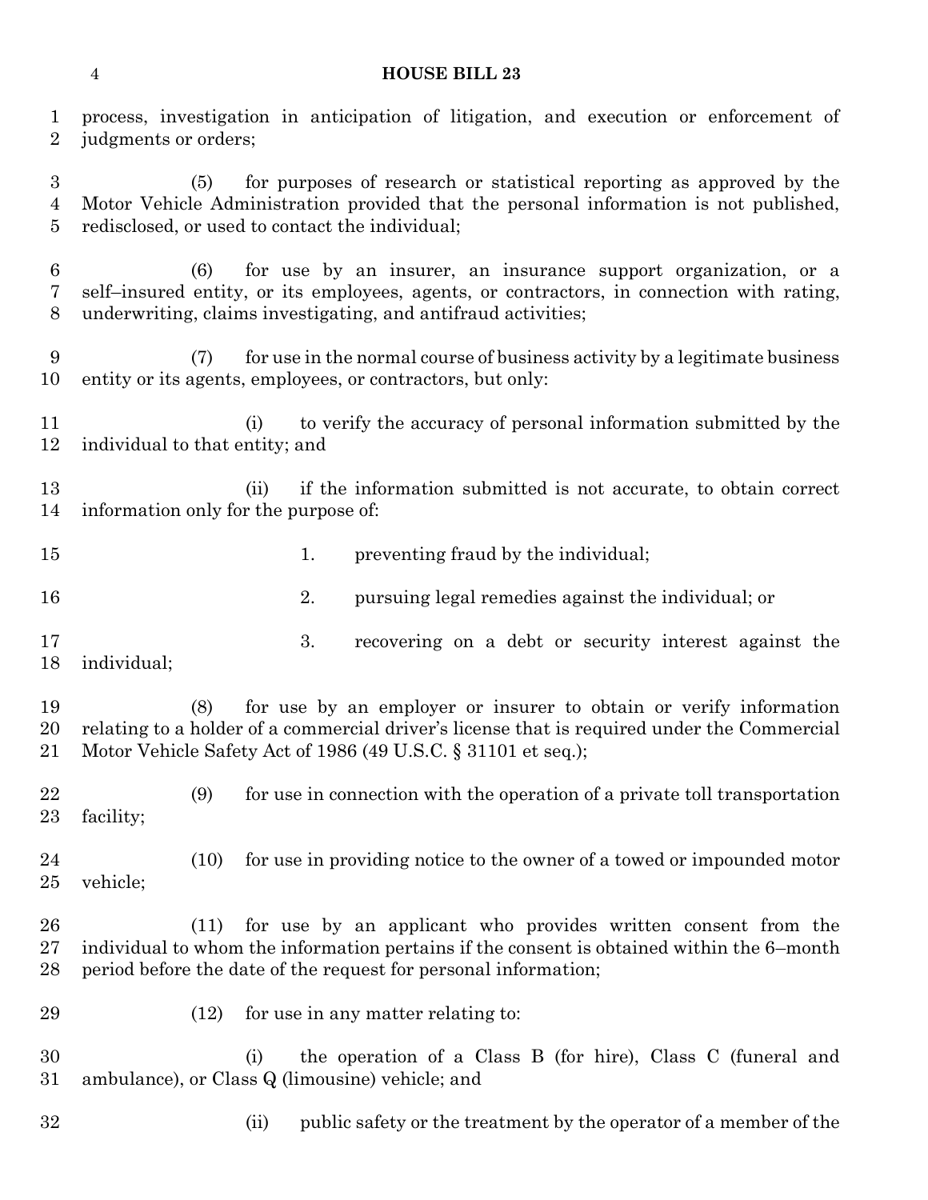process, investigation in anticipation of litigation, and execution or enforcement of judgments or orders;

(5) for purposes of research or statistical reporting as approved by the Motor Vehicle Administration provided that the personal information is not published, redisclosed, or used to contact the individual;

(6) for use by an insurer, an insurance support organization, or a self–insured entity, or its employees, agents, or contractors, in connection with rating, underwriting, claims investigating, and antifraud activities;

(7) for use in the normal course of business activity by a legitimate business entity or its agents, employees, or contractors, but only:

(i) to verify the accuracy of personal information submitted by the individual to that entity; and

(ii) if the information submitted is not accurate, to obtain correct information only for the purpose of:

1. preventing fraud by the individual;

2. pursuing legal remedies against the individual; or

3. recovering on a debt or security interest against the individual;

(8) for use by an employer or insurer to obtain or verify information relating to a holder of a commercial driver's license that is required under the Commercial Motor Vehicle Safety Act of 1986 (49 U.S.C. § 31101 et seq.);

(9) for use in connection with the operation of a private toll transportation facility;

(10) for use in providing notice to the owner of a towed or impounded motor vehicle;

(11) for use by an applicant who provides written consent from the individual to whom the information pertains if the consent is obtained within the 6–month period before the date of the request for personal information;

(12) for use in any matter relating to:

(i) the operation of a Class B (for hire), Class C (funeral and ambulance), or Class Q (limousine) vehicle; and

(ii) public safety or the treatment by the operator of a member of the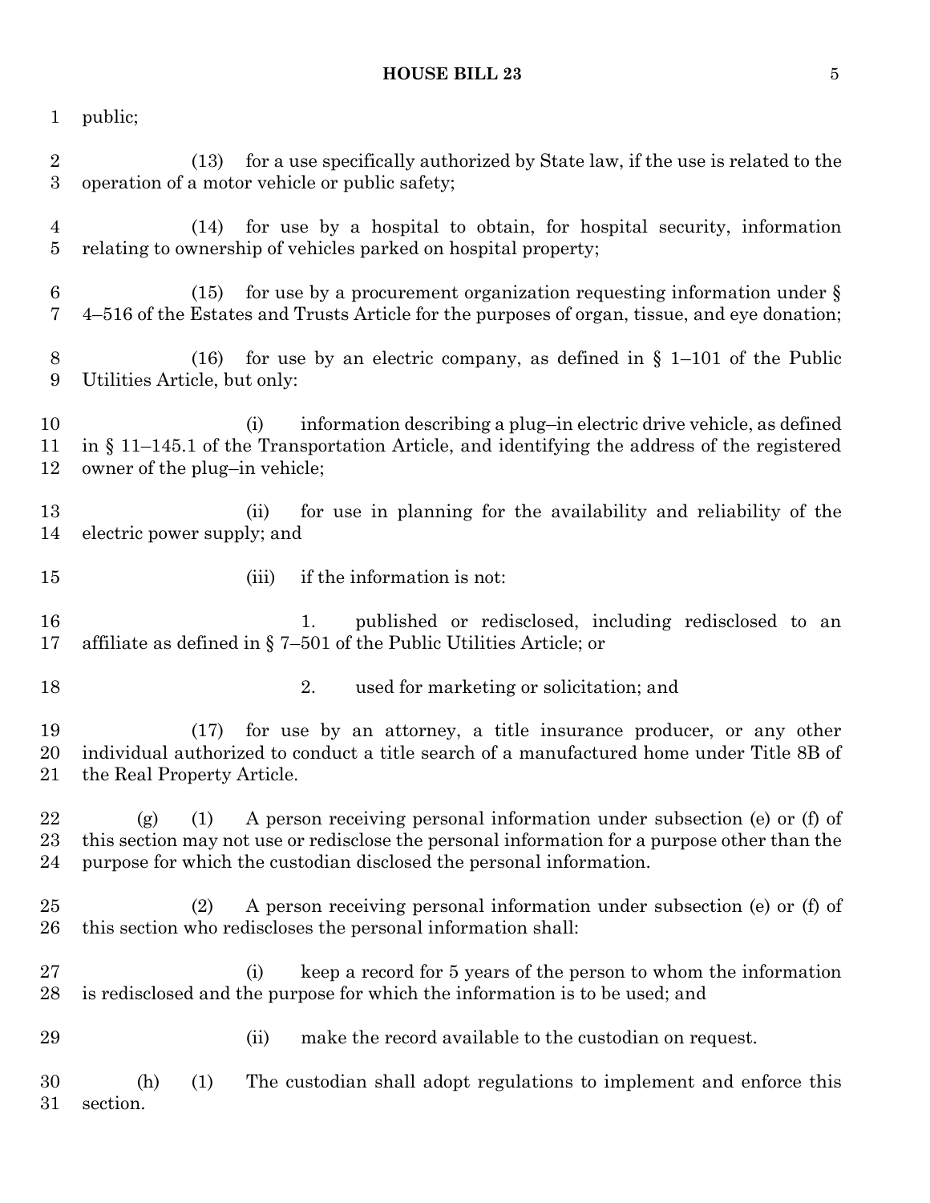public;

(13) for a use specifically authorized by State law, if the use is related to the operation of a motor vehicle or public safety;

(14) for use by a hospital to obtain, for hospital security, information relating to ownership of vehicles parked on hospital property;

(15) for use by a procurement organization requesting information under § 4–516 of the Estates and Trusts Article for the purposes of organ, tissue, and eye donation;

(16) for use by an electric company, as defined in § 1–101 of the Public Utilities Article, but only:

(i) information describing a plug–in electric drive vehicle, as defined in § 11–145.1 of the Transportation Article, and identifying the address of the registered owner of the plug–in vehicle;

(ii) for use in planning for the availability and reliability of the electric power supply; and

(iii) if the information is not:

1. published or redisclosed, including redisclosed to an affiliate as defined in § 7–501 of the Public Utilities Article; or

2. used for marketing or solicitation; and

(17) for use by an attorney, a title insurance producer, or any other individual authorized to conduct a title search of a manufactured home under Title 8B of the Real Property Article.

(g) (1) A person receiving personal information under subsection (e) or (f) of this section may not use or redisclose the personal information for a purpose other than the purpose for which the custodian disclosed the personal information.

(2) A person receiving personal information under subsection (e) or (f) of this section who rediscloses the personal information shall:

(i) keep a record for 5 years of the person to whom the information is redisclosed and the purpose for which the information is to be used; and

(ii) make the record available to the custodian on request.

(h) (1) The custodian shall adopt regulations to implement and enforce this section.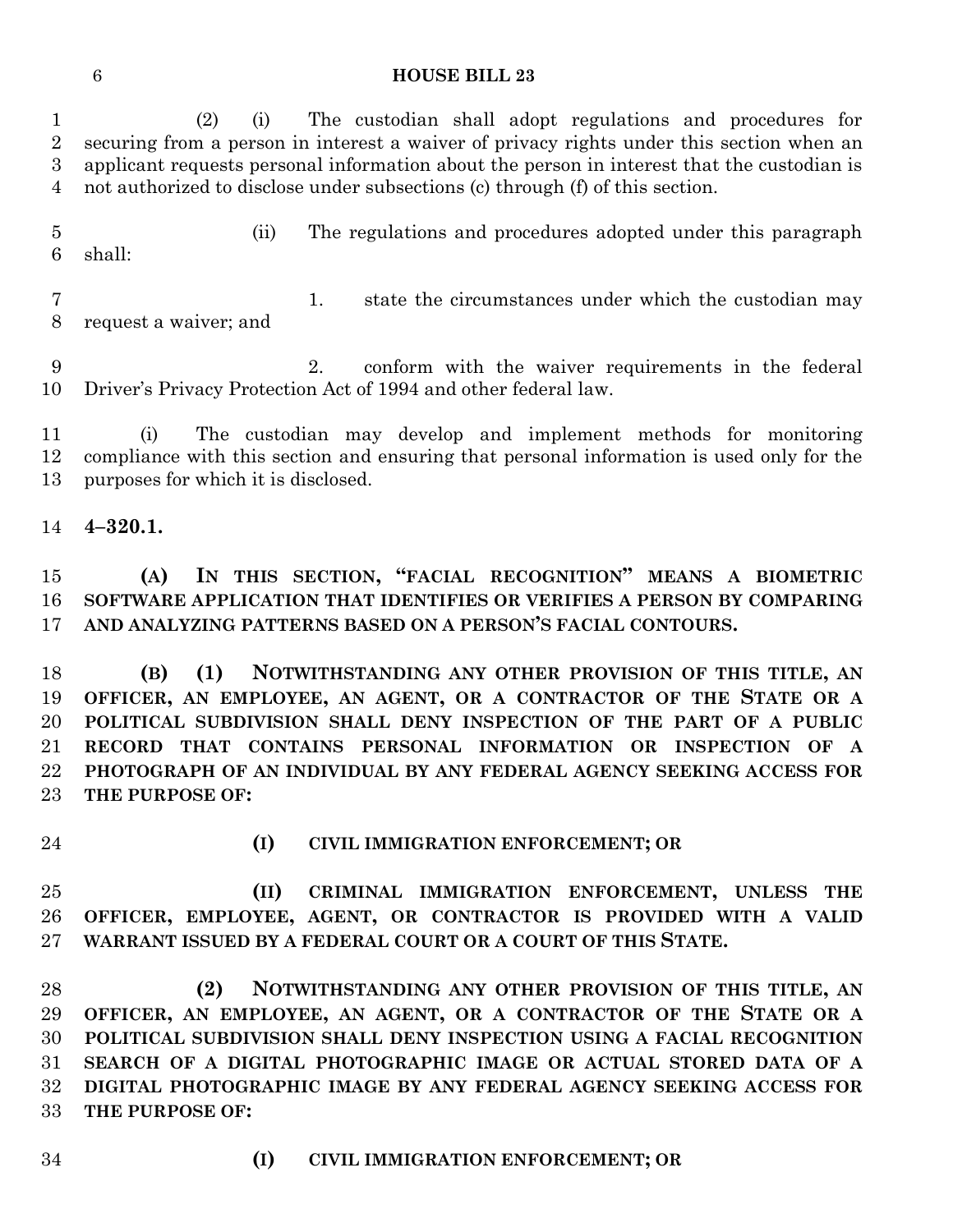(2) (i) The custodian shall adopt regulations and procedures for securing from a person in interest a waiver of privacy rights under this section when an applicant requests personal information about the person in interest that the custodian is not authorized to disclose under subsections (c) through (f) of this section.

(ii) The regulations and procedures adopted under this paragraph shall:

1. state the circumstances under which the custodian may request a waiver; and

2. conform with the waiver requirements in the federal Driver's Privacy Protection Act of 1994 and other federal law.

(i) The custodian may develop and implement methods for monitoring compliance with this section and ensuring that personal information is used only for the purposes for which it is disclosed.

**4–320.1.**

**(A) IN THIS SECTION, "FACIAL RECOGNITION" MEANS A BIOMETRIC SOFTWARE APPLICATION THAT IDENTIFIES OR VERIFIES A PERSON BY COMPARING AND ANALYZING PATTERNS BASED ON A PERSON'S FACIAL CONTOURS.**

**(B) (1) NOTWITHSTANDING ANY OTHER PROVISION OF THIS TITLE, AN OFFICER, AN EMPLOYEE, AN AGENT, OR A CONTRACTOR OF THE STATE OR A POLITICAL SUBDIVISION SHALL DENY INSPECTION OF THE PART OF A PUBLIC RECORD THAT CONTAINS PERSONAL INFORMATION OR INSPECTION OF A PHOTOGRAPH OF AN INDIVIDUAL BY ANY FEDERAL AGENCY SEEKING ACCESS FOR THE PURPOSE OF:**

**(I) CIVIL IMMIGRATION ENFORCEMENT; OR**

**(II) CRIMINAL IMMIGRATION ENFORCEMENT, UNLESS THE OFFICER, EMPLOYEE, AGENT, OR CONTRACTOR IS PROVIDED WITH A VALID WARRANT ISSUED BY A FEDERAL COURT OR A COURT OF THIS STATE.**

**(2) NOTWITHSTANDING ANY OTHER PROVISION OF THIS TITLE, AN OFFICER, AN EMPLOYEE, AN AGENT, OR A CONTRACTOR OF THE STATE OR A POLITICAL SUBDIVISION SHALL DENY INSPECTION USING A FACIAL RECOGNITION SEARCH OF A DIGITAL PHOTOGRAPHIC IMAGE OR ACTUAL STORED DATA OF A DIGITAL PHOTOGRAPHIC IMAGE BY ANY FEDERAL AGENCY SEEKING ACCESS FOR THE PURPOSE OF:**

**(I) CIVIL IMMIGRATION ENFORCEMENT; OR**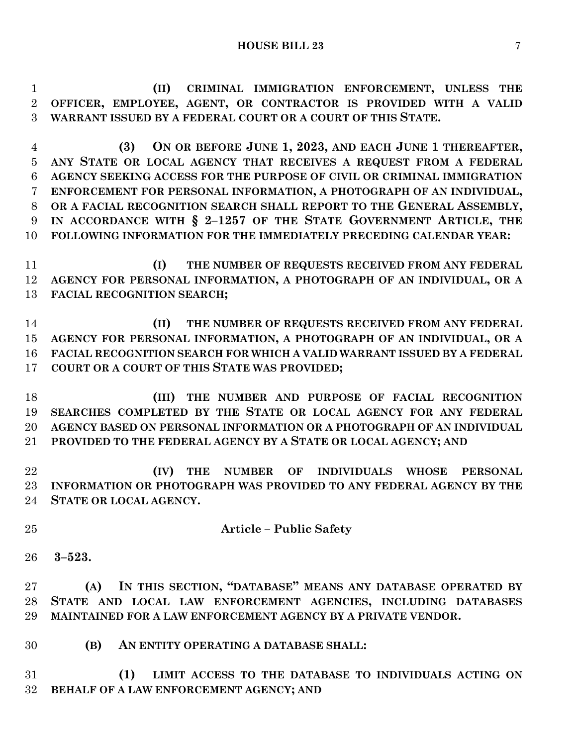**(II) CRIMINAL IMMIGRATION ENFORCEMENT, UNLESS THE OFFICER, EMPLOYEE, AGENT, OR CONTRACTOR IS PROVIDED WITH A VALID WARRANT ISSUED BY A FEDERAL COURT OR A COURT OF THIS STATE.**

**(3) ON OR BEFORE JUNE 1, 2023, AND EACH JUNE 1 THEREAFTER, ANY STATE OR LOCAL AGENCY THAT RECEIVES A REQUEST FROM A FEDERAL AGENCY SEEKING ACCESS FOR THE PURPOSE OF CIVIL OR CRIMINAL IMMIGRATION ENFORCEMENT FOR PERSONAL INFORMATION, A PHOTOGRAPH OF AN INDIVIDUAL, OR A FACIAL RECOGNITION SEARCH SHALL REPORT TO THE GENERAL ASSEMBLY, IN ACCORDANCE WITH § 2–1257 OF THE STATE GOVERNMENT ARTICLE, THE FOLLOWING INFORMATION FOR THE IMMEDIATELY PRECEDING CALENDAR YEAR:**

**(I) THE NUMBER OF REQUESTS RECEIVED FROM ANY FEDERAL AGENCY FOR PERSONAL INFORMATION, A PHOTOGRAPH OF AN INDIVIDUAL, OR A FACIAL RECOGNITION SEARCH;**

**(II) THE NUMBER OF REQUESTS RECEIVED FROM ANY FEDERAL AGENCY FOR PERSONAL INFORMATION, A PHOTOGRAPH OF AN INDIVIDUAL, OR A FACIAL RECOGNITION SEARCH FOR WHICH A VALID WARRANT ISSUED BY A FEDERAL COURT OR A COURT OF THIS STATE WAS PROVIDED;**

**(III) THE NUMBER AND PURPOSE OF FACIAL RECOGNITION SEARCHES COMPLETED BY THE STATE OR LOCAL AGENCY FOR ANY FEDERAL AGENCY BASED ON PERSONAL INFORMATION OR A PHOTOGRAPH OF AN INDIVIDUAL PROVIDED TO THE FEDERAL AGENCY BY A STATE OR LOCAL AGENCY; AND**

**(IV) THE NUMBER OF INDIVIDUALS WHOSE PERSONAL INFORMATION OR PHOTOGRAPH WAS PROVIDED TO ANY FEDERAL AGENCY BY THE STATE OR LOCAL AGENCY.**

## Article – Public Safety

**3–523.**

**(A) IN THIS SECTION, "DATABASE" MEANS ANY DATABASE OPERATED BY STATE AND LOCAL LAW ENFORCEMENT AGENCIES, INCLUDING DATABASES MAINTAINED FOR A LAW ENFORCEMENT AGENCY BY A PRIVATE VENDOR.**

**(B) AN ENTITY OPERATING A DATABASE SHALL:**

**(1) LIMIT ACCESS TO THE DATABASE TO INDIVIDUALS ACTING ON BEHALF OF A LAW ENFORCEMENT AGENCY; AND**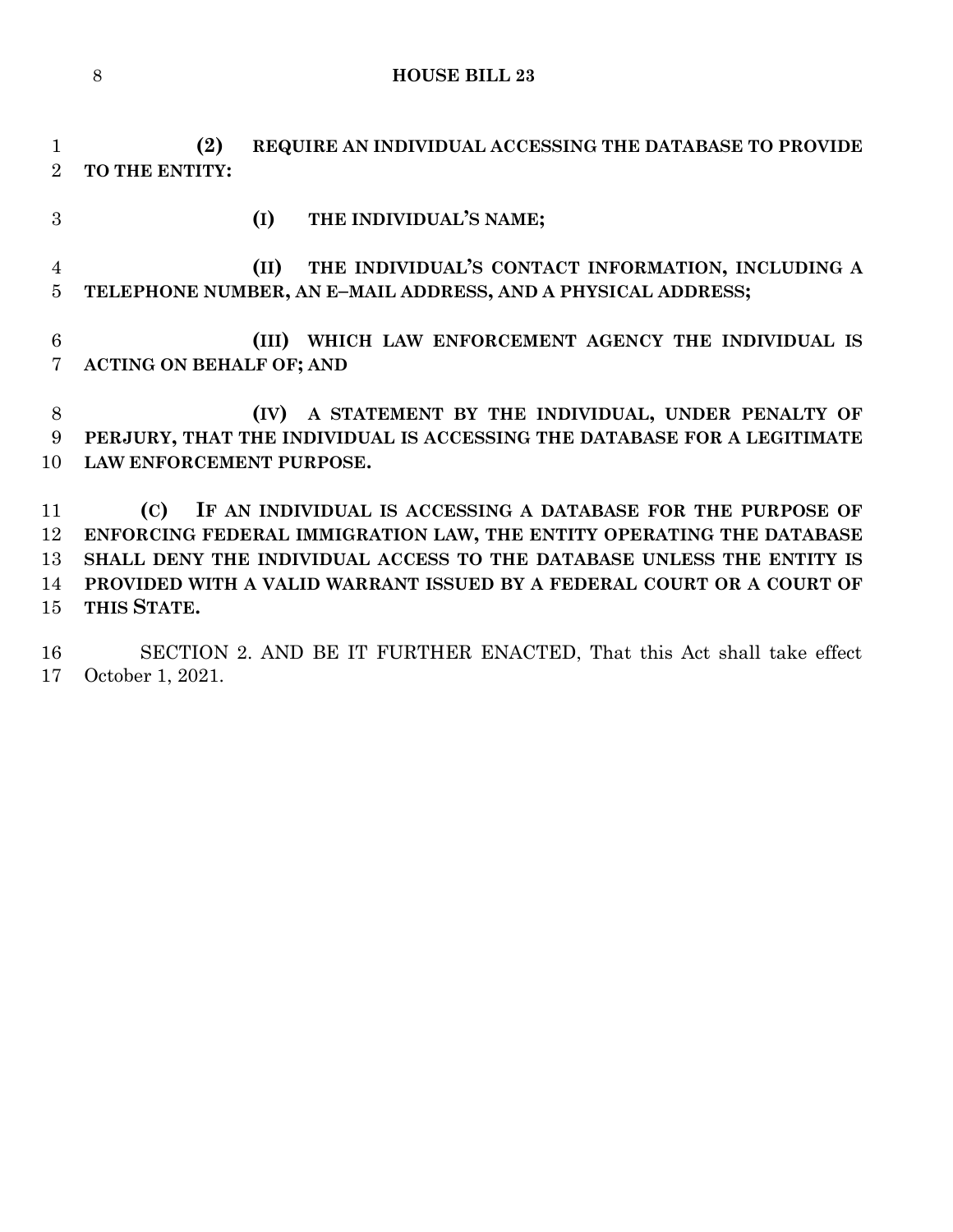**(2) REQUIRE AN INDIVIDUAL ACCESSING THE DATABASE TO PROVIDE TO THE ENTITY:**

**(I) THE INDIVIDUAL'S NAME;**

**(II) THE INDIVIDUAL'S CONTACT INFORMATION, INCLUDING A TELEPHONE NUMBER, AN E–MAIL ADDRESS, AND A PHYSICAL ADDRESS;**

**(III) WHICH LAW ENFORCEMENT AGENCY THE INDIVIDUAL IS ACTING ON BEHALF OF; AND**

**(IV) A STATEMENT BY THE INDIVIDUAL, UNDER PENALTY OF PERJURY, THAT THE INDIVIDUAL IS ACCESSING THE DATABASE FOR A LEGITIMATE LAW ENFORCEMENT PURPOSE.**

**(C) IF AN INDIVIDUAL IS ACCESSING A DATABASE FOR THE PURPOSE OF ENFORCING FEDERAL IMMIGRATION LAW, THE ENTITY OPERATING THE DATABASE SHALL DENY THE INDIVIDUAL ACCESS TO THE DATABASE UNLESS THE ENTITY IS PROVIDED WITH A VALID WARRANT ISSUED BY A FEDERAL COURT OR A COURT OF THIS STATE.**

SECTION 2. AND BE IT FURTHER ENACTED, That this Act shall take effect October 1, 2021.